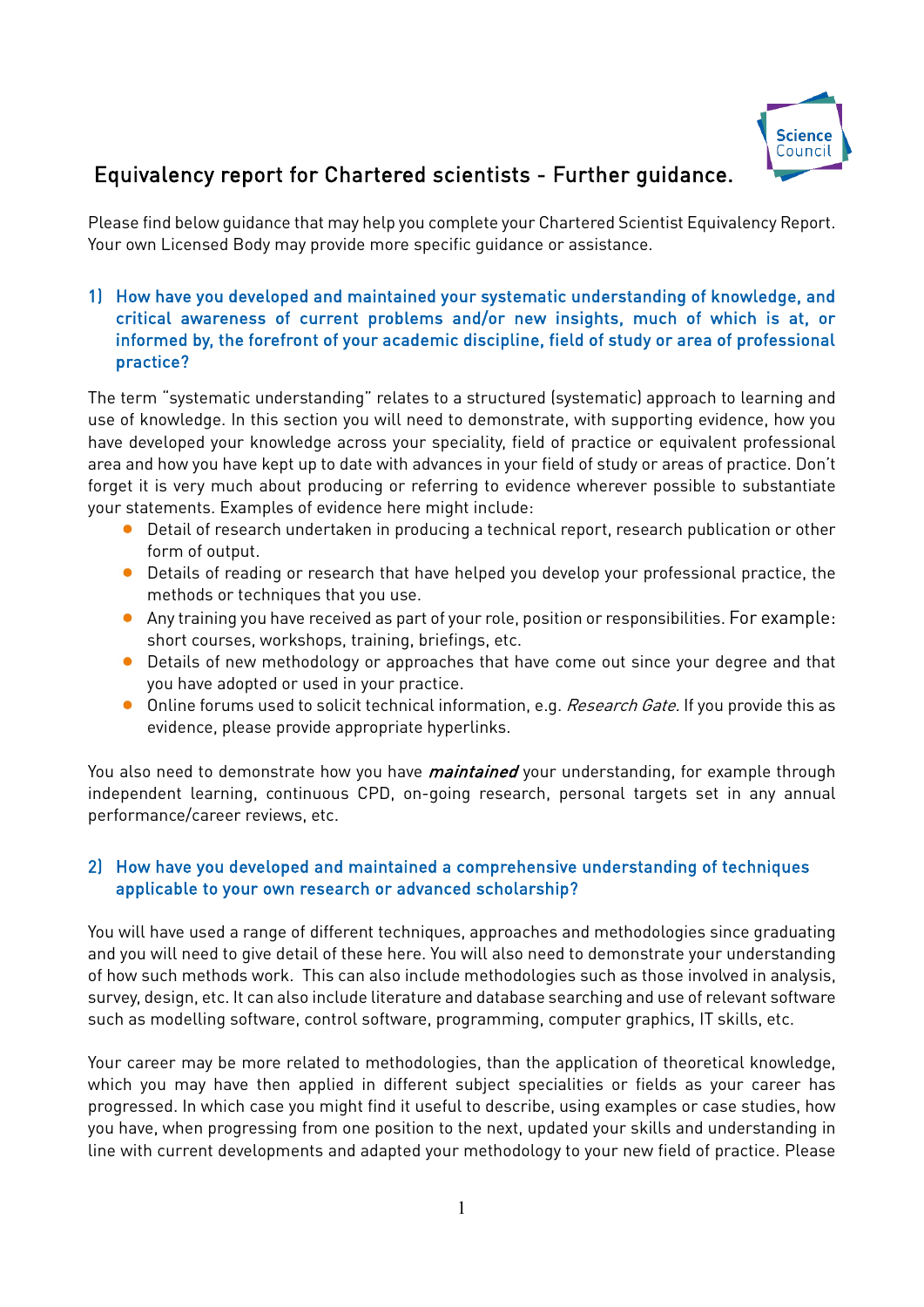# Equivalency report for Chartered scientists - Further guidance.

Please find below guidance that may help you complete your Chartered Scientist Equivalency Report. Your own Licensed Body may provide more specific guidance or assistance.

## 1) How have you developed and maintained your systematic understanding of knowledge, and critical awareness of current problems and/or new insights, much of which is at, or informed by, the forefront of your academic discipline, field of study or area of professional practice?

The term "systematic understanding" relates to a structured (systematic) approach to learning and use of knowledge. In this section you will need to demonstrate, with supporting evidence, how you have developed your knowledge across your speciality, field of practice or equivalent professional area and how you have kept up to date with advances in your field of study or areas of practice. Don't forget it is very much about producing or referring to evidence wherever possible to substantiate your statements. Examples of evidence here might include:

- Detail of research undertaken in producing a technical report, research publication or other form of output.
- Details of reading or research that have helped you develop your professional practice, the methods or techniques that you use.
- Any training you have received as part of your role, position or responsibilities. For example: short courses, workshops, training, briefings, etc.
- Details of new methodology or approaches that have come out since your degree and that you have adopted or used in your practice.
- Online forums used to solicit technical information, e.g. *Research Gate.* If you provide this as evidence, please provide appropriate hyperlinks.

You also need to demonstrate how you have ***maintained*** your understanding, for example through independent learning, continuous CPD, on-going research, personal targets set in any annual performance/career reviews, etc.

## 2) How have you developed and maintained a comprehensive understanding of techniques applicable to your own research or advanced scholarship?

You will have used a range of different techniques, approaches and methodologies since graduating and you will need to give detail of these here. You will also need to demonstrate your understanding of how such methods work. This can also include methodologies such as those involved in analysis, survey, design, etc. It can also include literature and database searching and use of relevant software such as modelling software, control software, programming, computer graphics, IT skills, etc.

Your career may be more related to methodologies, than the application of theoretical knowledge, which you may have then applied in different subject specialities or fields as your career has progressed. In which case you might find it useful to describe, using examples or case studies, how you have, when progressing from one position to the next, updated your skills and understanding in line with current developments and adapted your methodology to your new field of practice. Please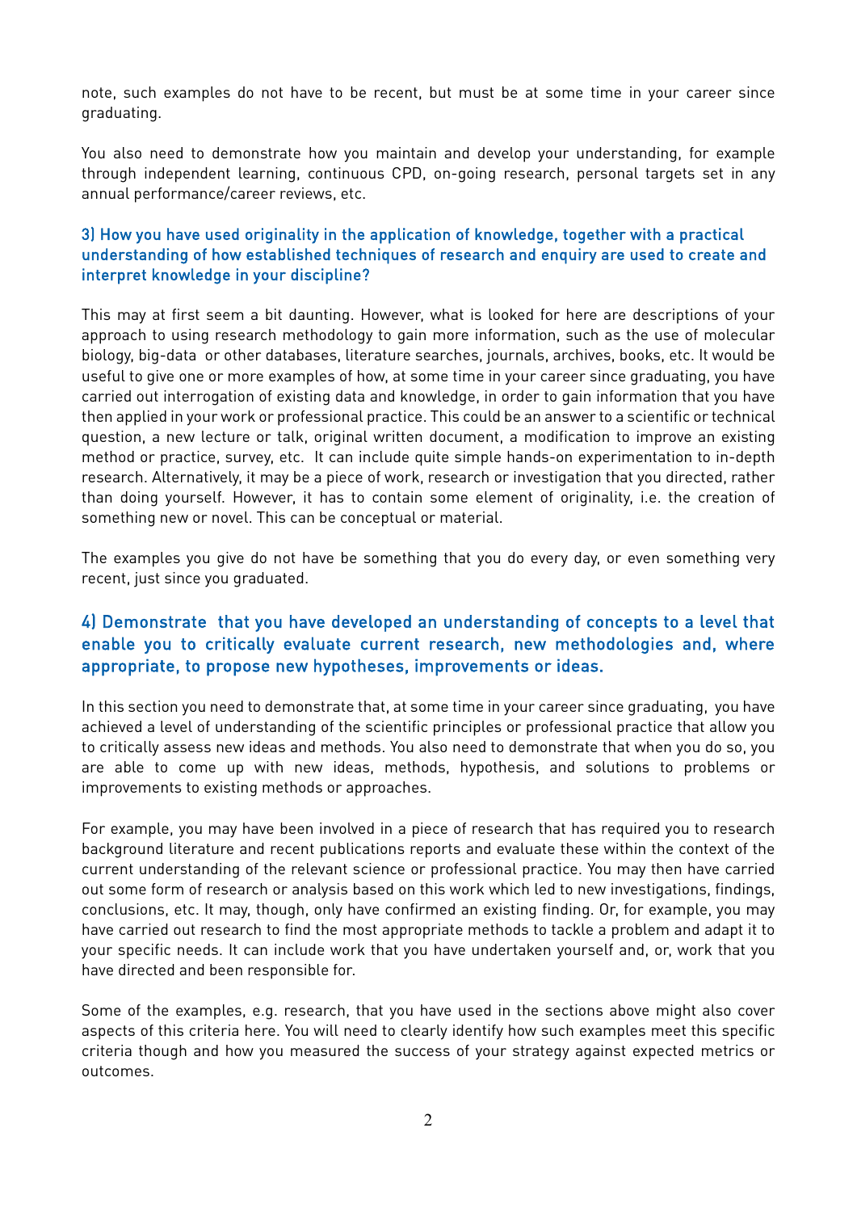note, such examples do not have to be recent, but must be at some time in your career since graduating.

You also need to demonstrate how you maintain and develop your understanding, for example through independent learning, continuous CPD, on-going research, personal targets set in any annual performance/career reviews, etc.

### 3) How you have used originality in the application of knowledge, together with a practical understanding of how established techniques of research and enquiry are used to create and interpret knowledge in your discipline?

This may at first seem a bit daunting. However, what is looked for here are descriptions of your approach to using research methodology to gain more information, such as the use of molecular biology, big-data or other databases, literature searches, journals, archives, books, etc. It would be useful to give one or more examples of how, at some time in your career since graduating, you have carried out interrogation of existing data and knowledge, in order to gain information that you have then applied in your work or professional practice. This could be an answer to a scientific or technical question, a new lecture or talk, original written document, a modification to improve an existing method or practice, survey, etc. It can include quite simple hands-on experimentation to in-depth research. Alternatively, it may be a piece of work, research or investigation that you directed, rather than doing yourself. However, it has to contain some element of originality, i.e. the creation of something new or novel. This can be conceptual or material.

The examples you give do not have be something that you do every day, or even something very recent, just since you graduated.

### 4) Demonstrate that you have developed an understanding of concepts to a level that enable you to critically evaluate current research, new methodologies and, where appropriate, to propose new hypotheses, improvements or ideas.

In this section you need to demonstrate that, at some time in your career since graduating, you have achieved a level of understanding of the scientific principles or professional practice that allow you to critically assess new ideas and methods. You also need to demonstrate that when you do so, you are able to come up with new ideas, methods, hypothesis, and solutions to problems or improvements to existing methods or approaches.

For example, you may have been involved in a piece of research that has required you to research background literature and recent publications reports and evaluate these within the context of the current understanding of the relevant science or professional practice. You may then have carried out some form of research or analysis based on this work which led to new investigations, findings, conclusions, etc. It may, though, only have confirmed an existing finding. Or, for example, you may have carried out research to find the most appropriate methods to tackle a problem and adapt it to your specific needs. It can include work that you have undertaken yourself and, or, work that you have directed and been responsible for.

Some of the examples, e.g. research, that you have used in the sections above might also cover aspects of this criteria here. You will need to clearly identify how such examples meet this specific criteria though and how you measured the success of your strategy against expected metrics or outcomes.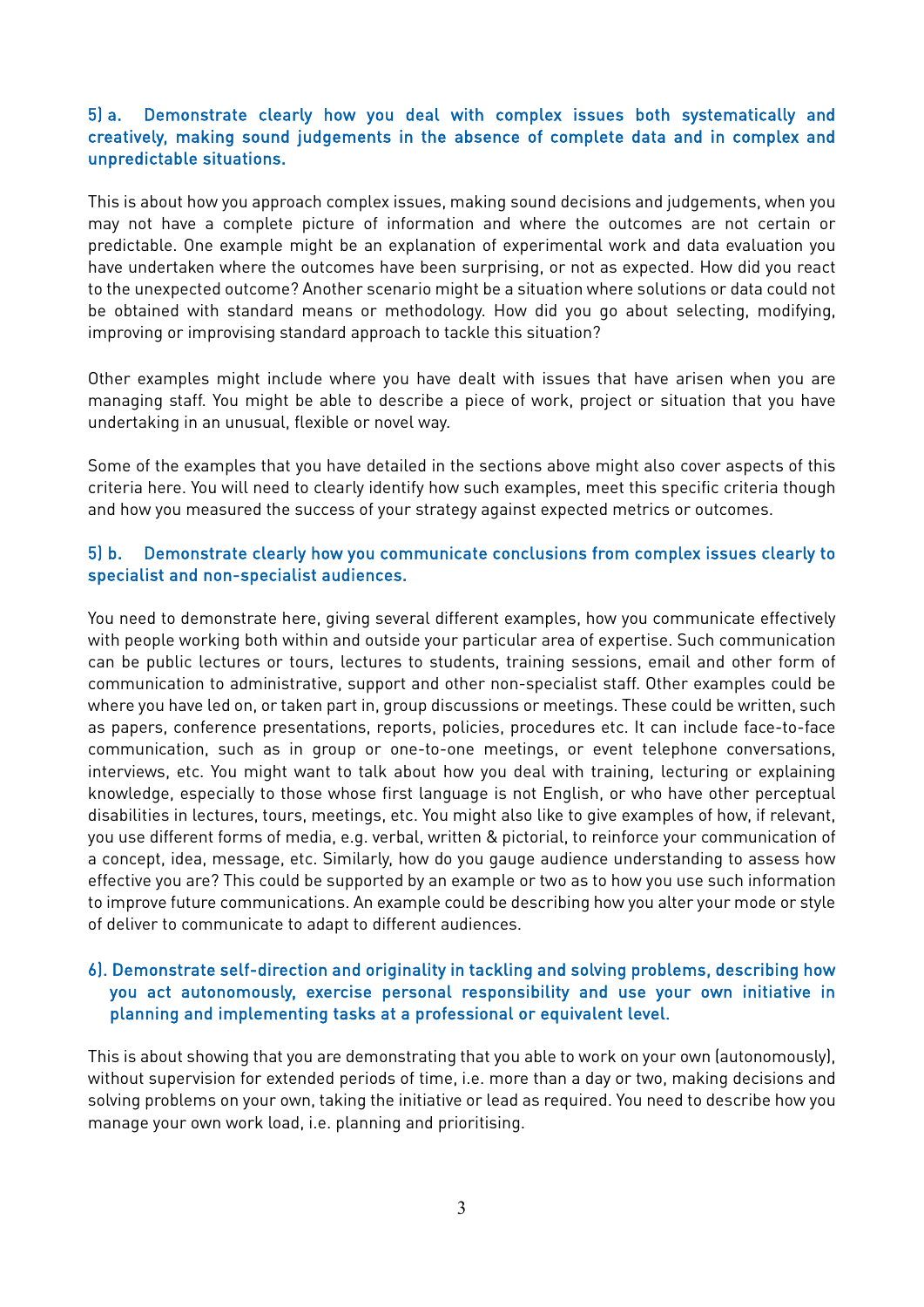### 5) a. Demonstrate clearly how you deal with complex issues both systematically and creatively, making sound judgements in the absence of complete data and in complex and unpredictable situations.

This is about how you approach complex issues, making sound decisions and judgements, when you may not have a complete picture of information and where the outcomes are not certain or predictable. One example might be an explanation of experimental work and data evaluation you have undertaken where the outcomes have been surprising, or not as expected. How did you react to the unexpected outcome? Another scenario might be a situation where solutions or data could not be obtained with standard means or methodology. How did you go about selecting, modifying, improving or improvising standard approach to tackle this situation?

Other examples might include where you have dealt with issues that have arisen when you are managing staff. You might be able to describe a piece of work, project or situation that you have undertaking in an unusual, flexible or novel way.

Some of the examples that you have detailed in the sections above might also cover aspects of this criteria here. You will need to clearly identify how such examples, meet this specific criteria though and how you measured the success of your strategy against expected metrics or outcomes.

### 5) b. Demonstrate clearly how you communicate conclusions from complex issues clearly to specialist and non-specialist audiences.

You need to demonstrate here, giving several different examples, how you communicate effectively with people working both within and outside your particular area of expertise. Such communication can be public lectures or tours, lectures to students, training sessions, email and other form of communication to administrative, support and other non-specialist staff. Other examples could be where you have led on, or taken part in, group discussions or meetings. These could be written, such as papers, conference presentations, reports, policies, procedures etc. It can include face-to-face communication, such as in group or one-to-one meetings, or event telephone conversations, interviews, etc. You might want to talk about how you deal with training, lecturing or explaining knowledge, especially to those whose first language is not English, or who have other perceptual disabilities in lectures, tours, meetings, etc. You might also like to give examples of how, if relevant, you use different forms of media, e.g. verbal, written & pictorial, to reinforce your communication of a concept, idea, message, etc. Similarly, how do you gauge audience understanding to assess how effective you are? This could be supported by an example or two as to how you use such information to improve future communications. An example could be describing how you alter your mode or style of deliver to communicate to adapt to different audiences.

### 6). Demonstrate self-direction and originality in tackling and solving problems, describing how you act autonomously, exercise personal responsibility and use your own initiative in planning and implementing tasks at a professional or equivalent level.

This is about showing that you are demonstrating that you able to work on your own (autonomously), without supervision for extended periods of time, i.e. more than a day or two, making decisions and solving problems on your own, taking the initiative or lead as required. You need to describe how you manage your own work load, i.e. planning and prioritising.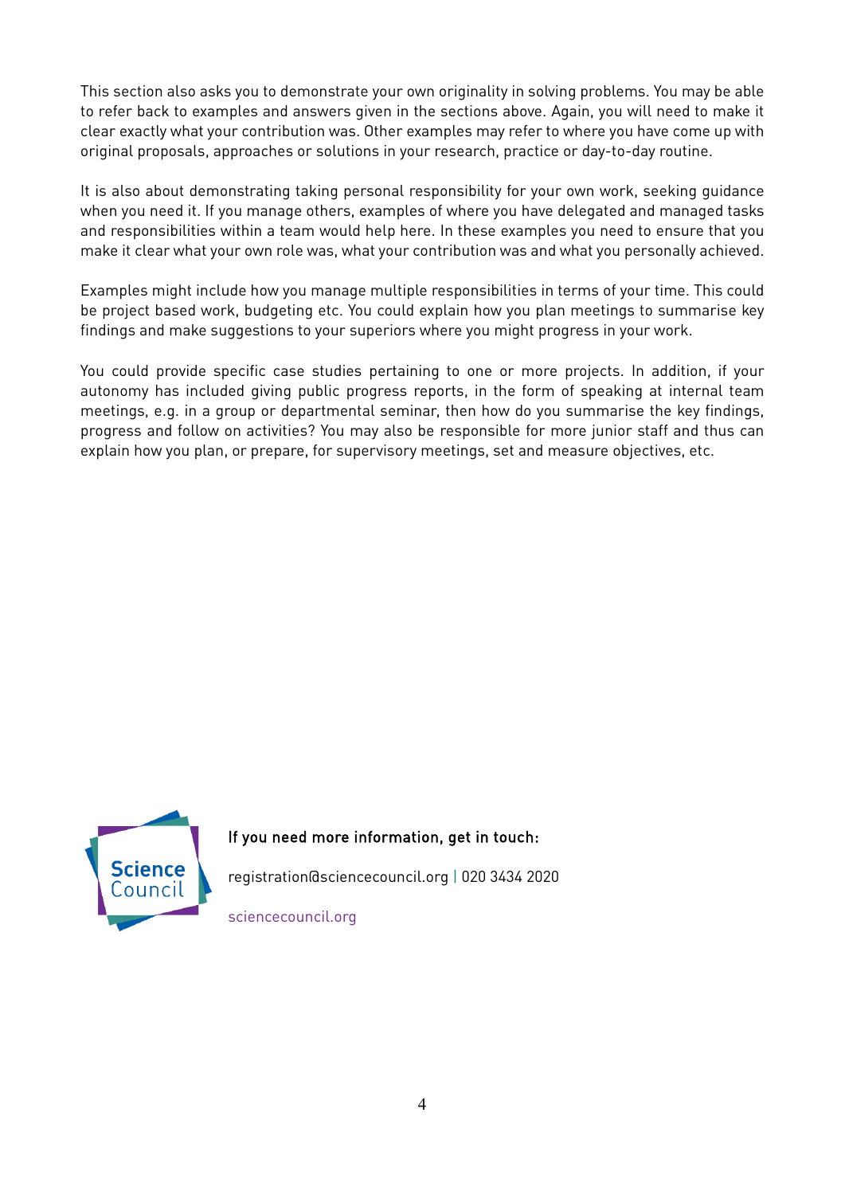This section also asks you to demonstrate your own originality in solving problems. You may be able to refer back to examples and answers given in the sections above. Again, you will need to make it clear exactly what your contribution was. Other examples may refer to where you have come up with original proposals, approaches or solutions in your research, practice or day-to-day routine.

It is also about demonstrating taking personal responsibility for your own work, seeking guidance when you need it. If you manage others, examples of where you have delegated and managed tasks and responsibilities within a team would help here. In these examples you need to ensure that you make it clear what your own role was, what your contribution was and what you personally achieved.

Examples might include how you manage multiple responsibilities in terms of your time. This could be project based work, budgeting etc. You could explain how you plan meetings to summarise key findings and make suggestions to your superiors where you might progress in your work.

You could provide specific case studies pertaining to one or more projects. In addition, if your autonomy has included giving public progress reports, in the form of speaking at internal team meetings, e.g. in a group or departmental seminar, then how do you summarise the key findings, progress and follow on activities? You may also be responsible for more junior staff and thus can explain how you plan, or prepare, for supervisory meetings, set and measure objectives, etc.

Science Council

**If you need more information, get in touch:**

registration@sciencecouncil.org | 020 3434 2020

sciencecouncil.org